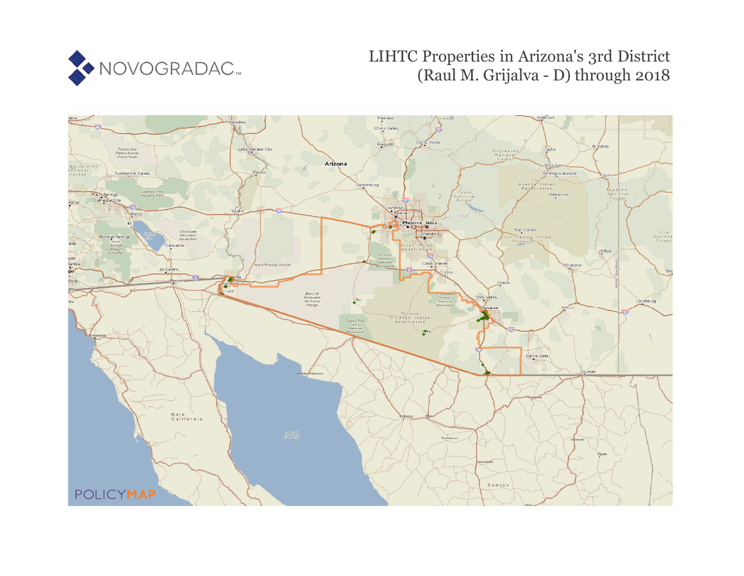NOVOGRADAC

# LIHTC Properties in Arizona's 3rd District (Raul M. Grijalva - D) through 2018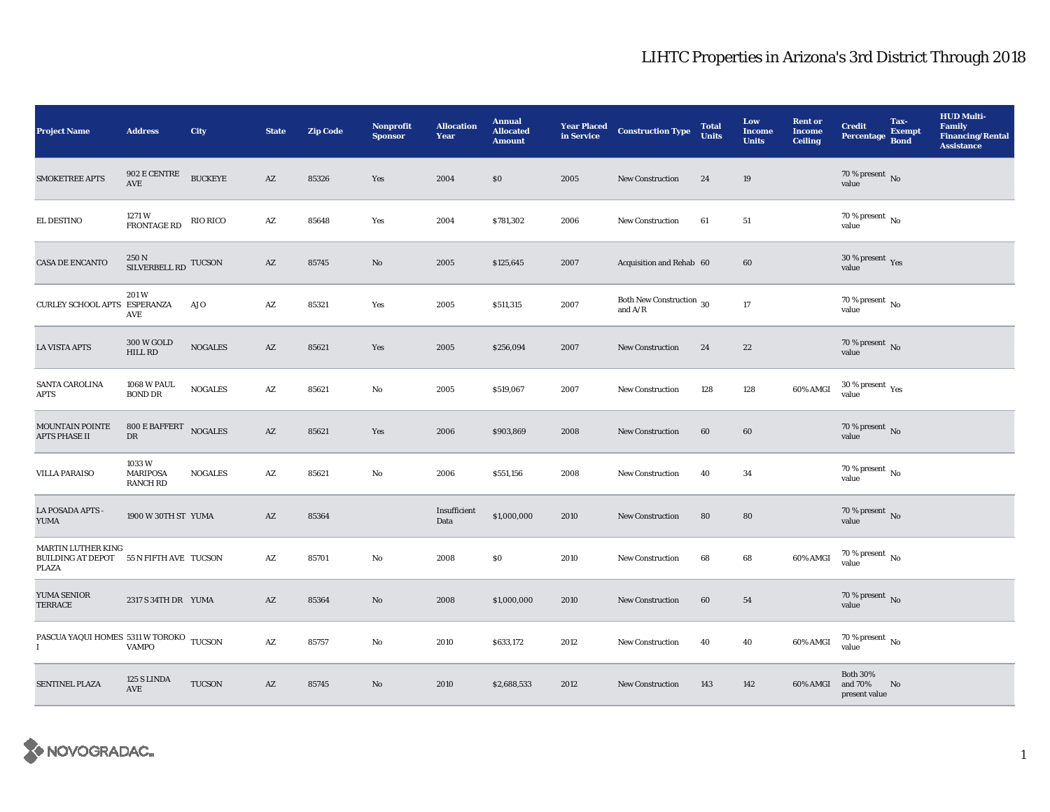# LIHTC Properties in Arizona's 3rd District Through 2018

| Project Name | Address | City | State | Zip Code | Nonprofit Sponsor | Allocation Year | Annual Allocated Amount | Year Placed in Service | Construction Type | Total Units | Low Income Units | Rent or Income Ceiling | Credit Percentage | Tax-Exempt Bond | HUD Multi-Family Financing/Rental Assistance |
|---|---|---|---|---|---|---|---|---|---|---|---|---|---|---|---|
| SMOKETREE APTS | 902 E CENTRE AVE | BUCKEYE | AZ | 85326 | Yes | 2004 | $0 | 2005 | New Construction | 24 | 19 | | 70 % present value | No | |
| EL DESTINO | 1271 W FRONTAGE RD | RIO RICO | AZ | 85648 | Yes | 2004 | $781,302 | 2006 | New Construction | 61 | 51 | | 70 % present value | No | |
| CASA DE ENCANTO | 250 N SILVERBELL RD | TUCSON | AZ | 85745 | No | 2005 | $125,645 | 2007 | Acquisition and Rehab | 60 | 60 | | 30 % present value | Yes | |
| CURLEY SCHOOL APTS | 201 W ESPERANZA AVE | AJO | AZ | 85321 | Yes | 2005 | $511,315 | 2007 | Both New Construction and A/R | 30 | 17 | | 70 % present value | No | |
| LA VISTA APTS | 300 W GOLD HILL RD | NOGALES | AZ | 85621 | Yes | 2005 | $256,094 | 2007 | New Construction | 24 | 22 | | 70 % present value | No | |
| SANTA CAROLINA APTS | 1068 W PAUL BOND DR | NOGALES | AZ | 85621 | No | 2005 | $519,067 | 2007 | New Construction | 128 | 128 | 60% AMGI | 30 % present value | Yes | |
| MOUNTAIN POINTE APTS PHASE II | 800 E BAFFERT DR | NOGALES | AZ | 85621 | Yes | 2006 | $903,869 | 2008 | New Construction | 60 | 60 | | 70 % present value | No | |
| VILLA PARAISO | 1033 W MARIPOSA RANCH RD | NOGALES | AZ | 85621 | No | 2006 | $551,156 | 2008 | New Construction | 40 | 34 | | 70 % present value | No | |
| LA POSADA APTS - YUMA | 1900 W 30TH ST | YUMA | AZ | 85364 | | Insufficient Data | $1,000,000 | 2010 | New Construction | 80 | 80 | | 70 % present value | No | |
| MARTIN LUTHER KING BUILDING AT DEPOT PLAZA | 55 N FIFTH AVE | TUCSON | AZ | 85701 | No | 2008 | $0 | 2010 | New Construction | 68 | 68 | 60% AMGI | 70 % present value | No | |
| YUMA SENIOR TERRACE | 2317 S 34TH DR | YUMA | AZ | 85364 | No | 2008 | $1,000,000 | 2010 | New Construction | 60 | 54 | | 70 % present value | No | |
| PASCUA YAQUI HOMES I | 5311 W TOROKO VAMPO | TUCSON | AZ | 85757 | No | 2010 | $633,172 | 2012 | New Construction | 40 | 40 | 60% AMGI | 70 % present value | No | |
| SENTINEL PLAZA | 125 S LINDA AVE | TUCSON | AZ | 85745 | No | 2010 | $2,688,533 | 2012 | New Construction | 143 | 142 | 60% AMGI | Both 30% and 70% present value | No | |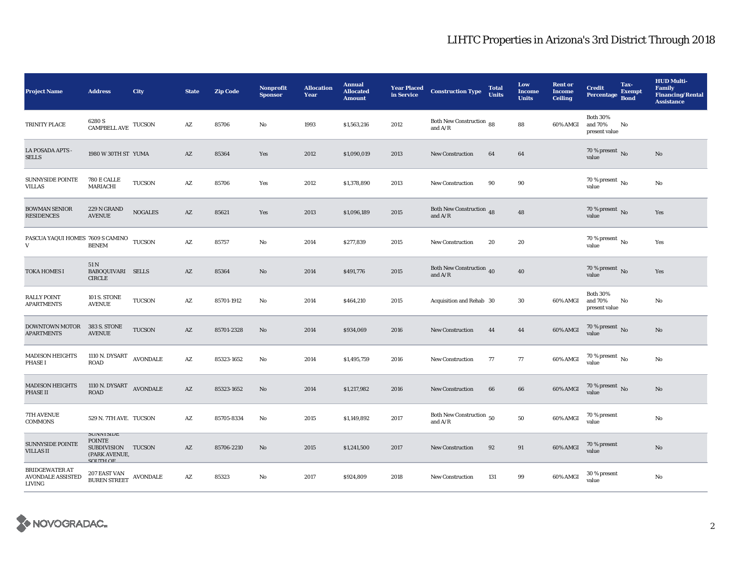# LIHTC Properties in Arizona's 3rd District Through 2018

| Project Name | Address | City | State | Zip Code | Nonprofit Sponsor | Allocation Year | Annual Allocated Amount | Year Placed in Service | Construction Type | Total Units | Low Income Units | Rent or Income Ceiling | Credit Percentage | Tax-Exempt Bond | HUD Multi-Family Financing/Rental Assistance |
|---|---|---|---|---|---|---|---|---|---|---|---|---|---|---|---|
| TRINITY PLACE | 6280 S CAMPBELL AVE | TUCSON | AZ | 85706 | No | 1993 | $1,563,216 | 2012 | Both New Construction and A/R | 88 | 88 | 60% AMGI | Both 30% and 70% present value | No | |
| LA POSADA APTS - SELLS | 1980 W 30TH ST | YUMA | AZ | 85364 | Yes | 2012 | $1,090,019 | 2013 | New Construction | 64 | 64 | | 70 % present value | No | No |
| SUNNYSIDE POINTE VILLAS | 780 E CALLE MARIACHI | TUCSON | AZ | 85706 | Yes | 2012 | $1,378,890 | 2013 | New Construction | 90 | 90 | | 70 % present value | No | No |
| BOWMAN SENIOR RESIDENCES | 229 N GRAND AVENUE | NOGALES | AZ | 85621 | Yes | 2013 | $1,096,189 | 2015 | Both New Construction and A/R | 48 | 48 | | 70 % present value | No | Yes |
| PASCUA YAQUI HOMES V | 7609 S CAMINO BENEM | TUCSON | AZ | 85757 | No | 2014 | $277,839 | 2015 | New Construction | 20 | 20 | | 70 % present value | No | Yes |
| TOKA HOMES I | 51 N BABOQUIVARI CIRCLE | SELLS | AZ | 85364 | No | 2014 | $491,776 | 2015 | Both New Construction and A/R | 40 | 40 | | 70 % present value | No | Yes |
| RALLY POINT APARTMENTS | 101 S. STONE AVENUE | TUCSON | AZ | 85701-1912 | No | 2014 | $464,210 | 2015 | Acquisition and Rehab | 30 | 30 | 60% AMGI | Both 30% and 70% present value | No | No |
| DOWNTOWN MOTOR APARTMENTS | 383 S. STONE AVENUE | TUCSON | AZ | 85701-2328 | No | 2014 | $934,069 | 2016 | New Construction | 44 | 44 | 60% AMGI | 70 % present value | No | No |
| MADISON HEIGHTS PHASE I | 1110 N. DYSART ROAD | AVONDALE | AZ | 85323-1652 | No | 2014 | $1,495,759 | 2016 | New Construction | 77 | 77 | 60% AMGI | 70 % present value | No | No |
| MADISON HEIGHTS PHASE II | 1110 N. DYSART ROAD | AVONDALE | AZ | 85323-1652 | No | 2014 | $1,217,982 | 2016 | New Construction | 66 | 66 | 60% AMGI | 70 % present value | No | No |
| 7TH AVENUE COMMONS | 529 N. 7TH AVE. | TUCSON | AZ | 85705-8334 | No | 2015 | $1,149,892 | 2017 | Both New Construction and A/R | 50 | 50 | 60% AMGI | 70 % present value | | No |
| SUNNYSIDE POINTE VILLAS II | SUNNYSIDE POINTE SUBDIVISION (PARK AVENUE, SOUTH OF | TUCSON | AZ | 85706-2210 | No | 2015 | $1,241,500 | 2017 | New Construction | 92 | 91 | 60% AMGI | 70 % present value | | No |
| BRIDGEWATER AT AVONDALE ASSISTED LIVING | 207 EAST VAN BUREN STREET | AVONDALE | AZ | 85323 | No | 2017 | $924,809 | 2018 | New Construction | 131 | 99 | 60% AMGI | 30 % present value | | No |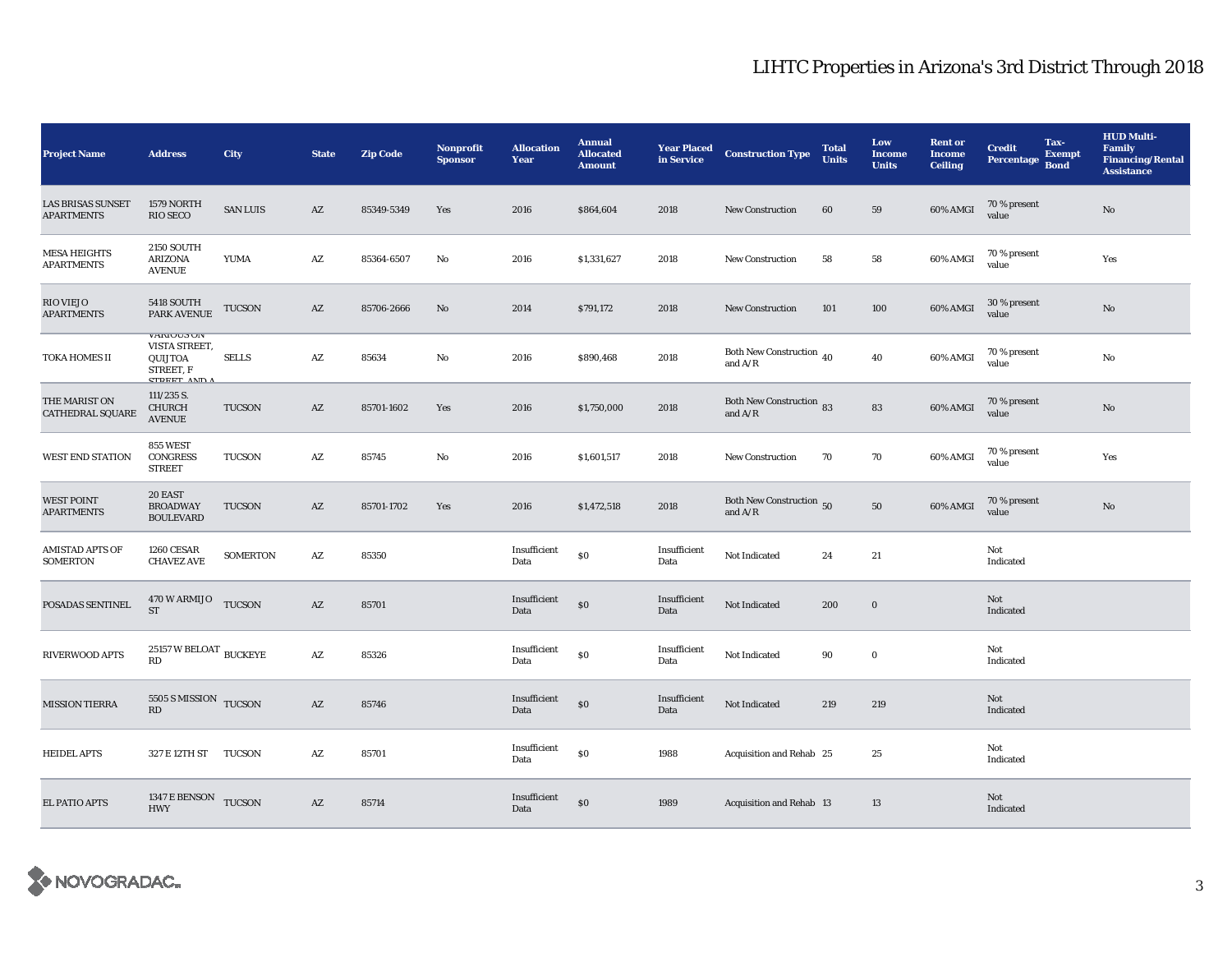## LIHTC Properties in Arizona's 3rd District Through 2018

| Project Name | Address | City | State | Zip Code | Nonprofit Sponsor | Allocation Year | Annual Allocated Amount | Year Placed in Service | Construction Type | Total Units | Low Income Units | Rent or Income Ceiling | Credit Percentage | Tax-Exempt Bond | HUD Multi-Family Financing/Rental Assistance |
|---|---|---|---|---|---|---|---|---|---|---|---|---|---|---|---|
| LAS BRISAS SUNSET APARTMENTS | 1579 NORTH RIO SECO | SAN LUIS | AZ | 85349-5349 | Yes | 2016 | $864,604 | 2018 | New Construction | 60 | 59 | 60% AMGI | 70 % present value | | No |
| MESA HEIGHTS APARTMENTS | 2150 SOUTH ARIZONA AVENUE | YUMA | AZ | 85364-6507 | No | 2016 | $1,331,627 | 2018 | New Construction | 58 | 58 | 60% AMGI | 70 % present value | | Yes |
| RIO VIEJO APARTMENTS | 5418 SOUTH PARK AVENUE | TUCSON | AZ | 85706-2666 | No | 2014 | $791,172 | 2018 | New Construction | 101 | 100 | 60% AMGI | 30 % present value | | No |
| TOKA HOMES II | VARIOUS ON VISTA STREET, QUIJTOA STREET, F STREET, AND A | SELLS | AZ | 85634 | No | 2016 | $890,468 | 2018 | Both New Construction and A/R | 40 | 40 | 60% AMGI | 70 % present value | | No |
| THE MARIST ON CATHEDRAL SQUARE | 111/235 S. CHURCH AVENUE | TUCSON | AZ | 85701-1602 | Yes | 2016 | $1,750,000 | 2018 | Both New Construction and A/R | 83 | 83 | 60% AMGI | 70 % present value | | No |
| WEST END STATION | 855 WEST CONGRESS STREET | TUCSON | AZ | 85745 | No | 2016 | $1,601,517 | 2018 | New Construction | 70 | 70 | 60% AMGI | 70 % present value | | Yes |
| WEST POINT APARTMENTS | 20 EAST BROADWAY BOULEVARD | TUCSON | AZ | 85701-1702 | Yes | 2016 | $1,472,518 | 2018 | Both New Construction and A/R | 50 | 50 | 60% AMGI | 70 % present value | | No |
| AMISTAD APTS OF SOMERTON | 1260 CESAR CHAVEZ AVE | SOMERTON | AZ | 85350 | | Insufficient Data | $0 | Insufficient Data | Not Indicated | 24 | 21 | | Not Indicated | | |
| POSADAS SENTINEL | 470 W ARMIJO ST | TUCSON | AZ | 85701 | | Insufficient Data | $0 | Insufficient Data | Not Indicated | 200 | 0 | | Not Indicated | | |
| RIVERWOOD APTS | 25157 W BELOAT RD | BUCKEYE | AZ | 85326 | | Insufficient Data | $0 | Insufficient Data | Not Indicated | 90 | 0 | | Not Indicated | | |
| MISSION TIERRA | 5505 S MISSION RD | TUCSON | AZ | 85746 | | Insufficient Data | $0 | Insufficient Data | Not Indicated | 219 | 219 | | Not Indicated | | |
| HEIDEL APTS | 327 E 12TH ST | TUCSON | AZ | 85701 | | Insufficient Data | $0 | 1988 | Acquisition and Rehab | 25 | 25 | | Not Indicated | | |
| EL PATIO APTS | 1347 E BENSON HWY | TUCSON | AZ | 85714 | | Insufficient Data | $0 | 1989 | Acquisition and Rehab | 13 | 13 | | Not Indicated | | |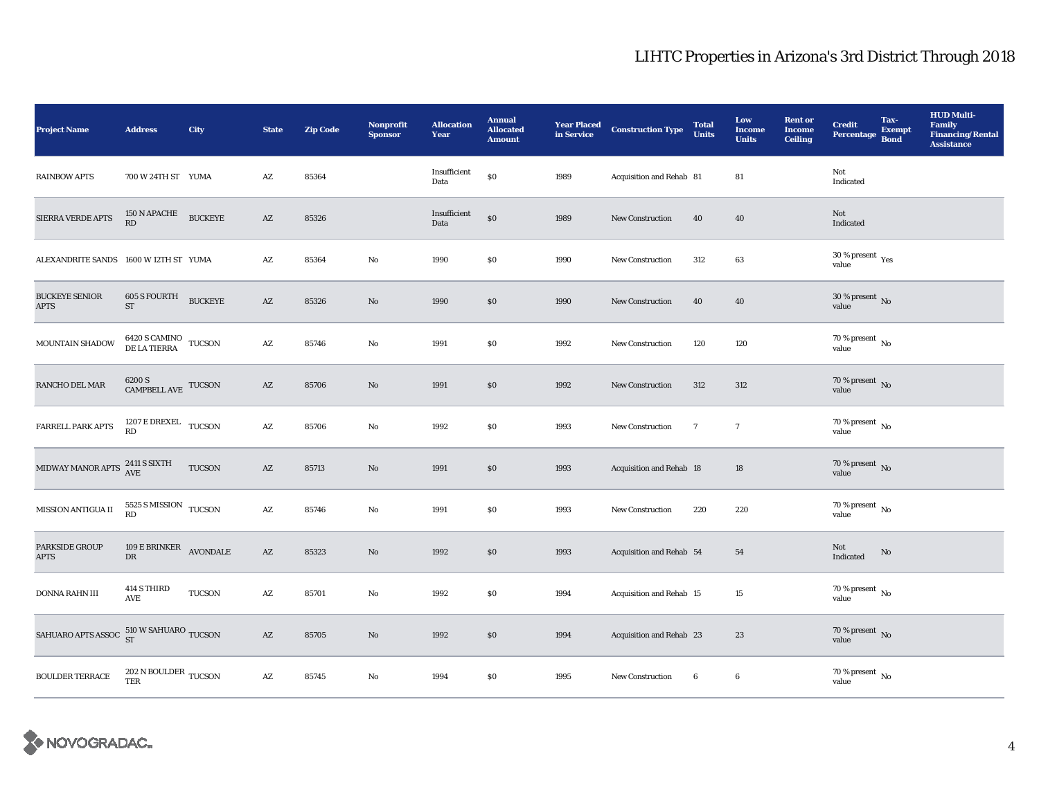# LIHTC Properties in Arizona's 3rd District Through 2018

| Project Name | Address | City | State | Zip Code | Nonprofit Sponsor | Allocation Year | Annual Allocated Amount | Year Placed in Service | Construction Type | Total Units | Low Income Units | Rent or Income Ceiling | Credit Percentage | Tax-Exempt Bond | HUD Multi-Family Financing/Rental Assistance |
|---|---|---|---|---|---|---|---|---|---|---|---|---|---|---|---|
| RAINBOW APTS | 700 W 24TH ST | YUMA | AZ | 85364 | | Insufficient Data | $0 | 1989 | Acquisition and Rehab | 81 | 81 | | Not Indicated | | |
| SIERRA VERDE APTS | 150 N APACHE RD | BUCKEYE | AZ | 85326 | | Insufficient Data | $0 | 1989 | New Construction | 40 | 40 | | Not Indicated | | |
| ALEXANDRITE SANDS | 1600 W 12TH ST | YUMA | AZ | 85364 | No | 1990 | $0 | 1990 | New Construction | 312 | 63 | | 30 % present value | Yes | |
| BUCKEYE SENIOR APTS | 605 S FOURTH ST | BUCKEYE | AZ | 85326 | No | 1990 | $0 | 1990 | New Construction | 40 | 40 | | 30 % present value | No | |
| MOUNTAIN SHADOW | 6420 S CAMINO DE LA TIERRA | TUCSON | AZ | 85746 | No | 1991 | $0 | 1992 | New Construction | 120 | 120 | | 70 % present value | No | |
| RANCHO DEL MAR | 6200 S CAMPBELL AVE | TUCSON | AZ | 85706 | No | 1991 | $0 | 1992 | New Construction | 312 | 312 | | 70 % present value | No | |
| FARRELL PARK APTS | 1207 E DREXEL RD | TUCSON | AZ | 85706 | No | 1992 | $0 | 1993 | New Construction | 7 | 7 | | 70 % present value | No | |
| MIDWAY MANOR APTS | 2411 S SIXTH AVE | TUCSON | AZ | 85713 | No | 1991 | $0 | 1993 | Acquisition and Rehab | 18 | 18 | | 70 % present value | No | |
| MISSION ANTIGUA II | 5525 S MISSION RD | TUCSON | AZ | 85746 | No | 1991 | $0 | 1993 | New Construction | 220 | 220 | | 70 % present value | No | |
| PARKSIDE GROUP APTS | 109 E BRINKER DR | AVONDALE | AZ | 85323 | No | 1992 | $0 | 1993 | Acquisition and Rehab | 54 | 54 | | Not Indicated | No | |
| DONNA RAHN III | 414 S THIRD AVE | TUCSON | AZ | 85701 | No | 1992 | $0 | 1994 | Acquisition and Rehab | 15 | 15 | | 70 % present value | No | |
| SAHUARO APTS ASSOC | 510 W SAHUARO ST | TUCSON | AZ | 85705 | No | 1992 | $0 | 1994 | Acquisition and Rehab | 23 | 23 | | 70 % present value | No | |
| BOULDER TERRACE | 202 N BOULDER TER | TUCSON | AZ | 85745 | No | 1994 | $0 | 1995 | New Construction | 6 | 6 | | 70 % present value | No | |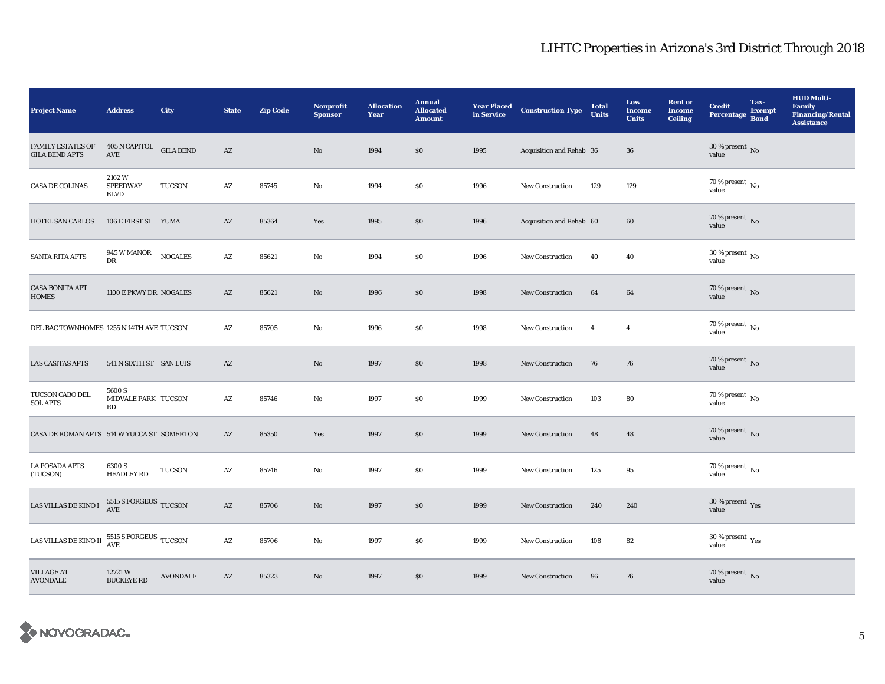# LIHTC Properties in Arizona's 3rd District Through 2018

| Project Name | Address | City | State | Zip Code | Nonprofit Sponsor | Allocation Year | Annual Allocated Amount | Year Placed in Service | Construction Type | Total Units | Low Income Units | Rent or Income Ceiling | Credit Percentage | Tax-Exempt Bond | HUD Multi-Family Financing/Rental Assistance |
|---|---|---|---|---|---|---|---|---|---|---|---|---|---|---|---|
| FAMILY ESTATES OF GILA BEND APTS | 405 N CAPITOL AVE | GILA BEND | AZ | | No | 1994 | $0 | 1995 | Acquisition and Rehab | 36 | 36 | | 30 % present value | No | |
| CASA DE COLINAS | 2162 W SPEEDWAY BLVD | TUCSON | AZ | 85745 | No | 1994 | $0 | 1996 | New Construction | 129 | 129 | | 70 % present value | No | |
| HOTEL SAN CARLOS | 106 E FIRST ST | YUMA | AZ | 85364 | Yes | 1995 | $0 | 1996 | Acquisition and Rehab | 60 | 60 | | 70 % present value | No | |
| SANTA RITA APTS | 945 W MANOR DR | NOGALES | AZ | 85621 | No | 1994 | $0 | 1996 | New Construction | 40 | 40 | | 30 % present value | No | |
| CASA BONITA APT HOMES | 1100 E PKWY DR | NOGALES | AZ | 85621 | No | 1996 | $0 | 1998 | New Construction | 64 | 64 | | 70 % present value | No | |
| DEL BAC TOWNHOMES | 1255 N 14TH AVE | TUCSON | AZ | 85705 | No | 1996 | $0 | 1998 | New Construction | 4 | 4 | | 70 % present value | No | |
| LAS CASITAS APTS | 541 N SIXTH ST | SAN LUIS | AZ | | No | 1997 | $0 | 1998 | New Construction | 76 | 76 | | 70 % present value | No | |
| TUCSON CABO DEL SOL APTS | 5600 S MIDVALE PARK RD | TUCSON | AZ | 85746 | No | 1997 | $0 | 1999 | New Construction | 103 | 80 | | 70 % present value | No | |
| CASA DE ROMAN APTS | 514 W YUCCA ST | SOMERTON | AZ | 85350 | Yes | 1997 | $0 | 1999 | New Construction | 48 | 48 | | 70 % present value | No | |
| LA POSADA APTS (TUCSON) | 6300 S HEADLEY RD | TUCSON | AZ | 85746 | No | 1997 | $0 | 1999 | New Construction | 125 | 95 | | 70 % present value | No | |
| LAS VILLAS DE KINO I | 5515 S FORGEUS AVE | TUCSON | AZ | 85706 | No | 1997 | $0 | 1999 | New Construction | 240 | 240 | | 30 % present value | Yes | |
| LAS VILLAS DE KINO II | 5515 S FORGEUS AVE | TUCSON | AZ | 85706 | No | 1997 | $0 | 1999 | New Construction | 108 | 82 | | 30 % present value | Yes | |
| VILLAGE AT AVONDALE | 12721 W BUCKEYE RD | AVONDALE | AZ | 85323 | No | 1997 | $0 | 1999 | New Construction | 96 | 76 | | 70 % present value | No | |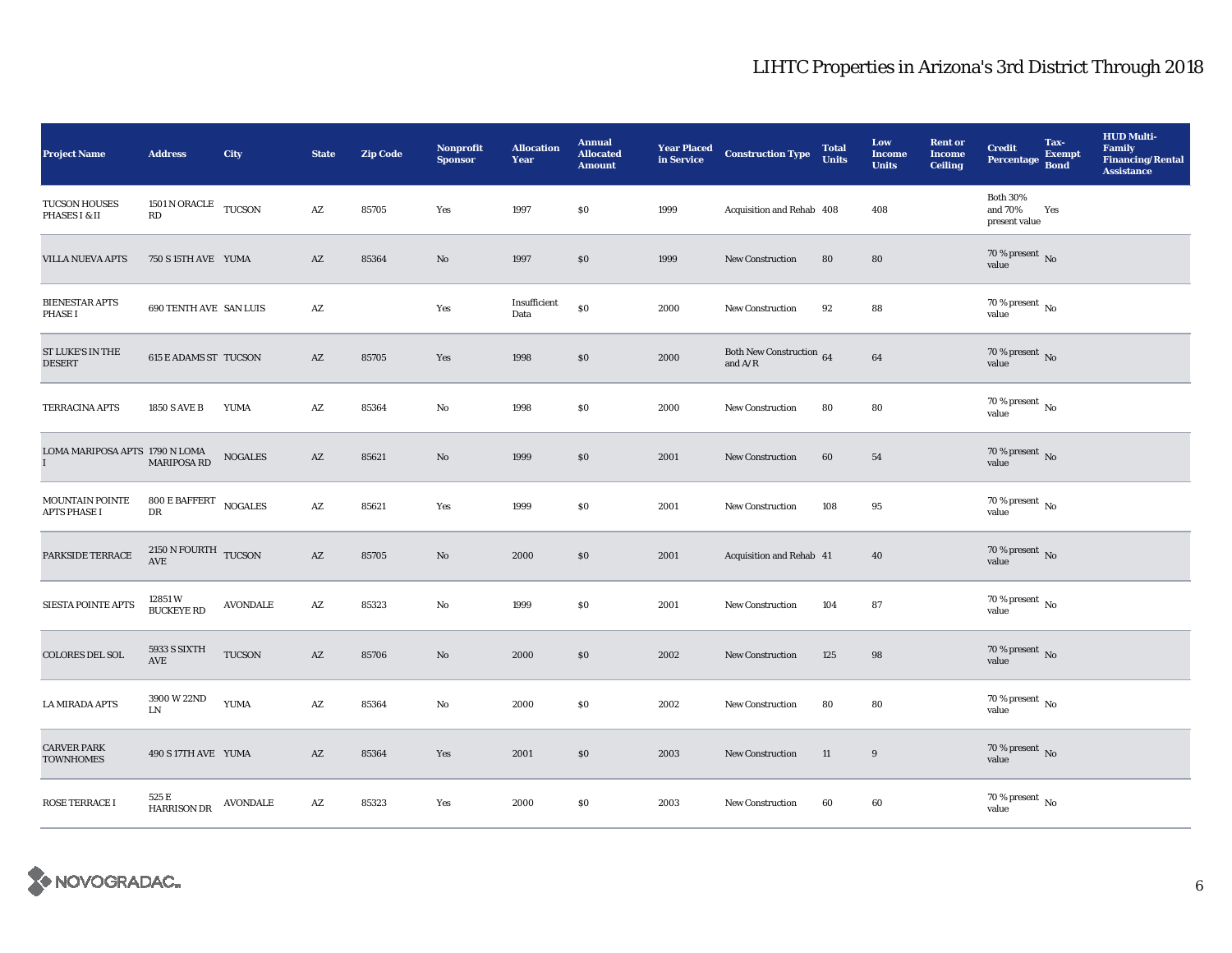# LIHTC Properties in Arizona's 3rd District Through 2018

| Project Name | Address | City | State | Zip Code | Nonprofit Sponsor | Allocation Year | Annual Allocated Amount | Year Placed in Service | Construction Type | Total Units | Low Income Units | Rent or Income Ceiling | Credit Percentage | Tax-Exempt Bond | HUD Multi-Family Financing/Rental Assistance |
|---|---|---|---|---|---|---|---|---|---|---|---|---|---|---|---|
| TUCSON HOUSES PHASES I & II | 1501 N ORACLE RD | TUCSON | AZ | 85705 | Yes | 1997 | $0 | 1999 | Acquisition and Rehab | 408 | 408 | | Both 30% and 70% present value | Yes | |
| VILLA NUEVA APTS | 750 S 15TH AVE | YUMA | AZ | 85364 | No | 1997 | $0 | 1999 | New Construction | 80 | 80 | | 70 % present value | No | |
| BIENESTAR APTS PHASE I | 690 TENTH AVE | SAN LUIS | AZ | | Yes | Insufficient Data | $0 | 2000 | New Construction | 92 | 88 | | 70 % present value | No | |
| ST LUKE'S IN THE DESERT | 615 E ADAMS ST | TUCSON | AZ | 85705 | Yes | 1998 | $0 | 2000 | Both New Construction and A/R | 64 | 64 | | 70 % present value | No | |
| TERRACINA APTS | 1850 S AVE B | YUMA | AZ | 85364 | No | 1998 | $0 | 2000 | New Construction | 80 | 80 | | 70 % present value | No | |
| LOMA MARIPOSA APTS I | 1790 N LOMA MARIPOSA RD | NOGALES | AZ | 85621 | No | 1999 | $0 | 2001 | New Construction | 60 | 54 | | 70 % present value | No | |
| MOUNTAIN POINTE APTS PHASE I | 800 E BAFFERT DR | NOGALES | AZ | 85621 | Yes | 1999 | $0 | 2001 | New Construction | 108 | 95 | | 70 % present value | No | |
| PARKSIDE TERRACE | 2150 N FOURTH AVE | TUCSON | AZ | 85705 | No | 2000 | $0 | 2001 | Acquisition and Rehab | 41 | 40 | | 70 % present value | No | |
| SIESTA POINTE APTS | 12851 W BUCKEYE RD | AVONDALE | AZ | 85323 | No | 1999 | $0 | 2001 | New Construction | 104 | 87 | | 70 % present value | No | |
| COLORES DEL SOL | 5933 S SIXTH AVE | TUCSON | AZ | 85706 | No | 2000 | $0 | 2002 | New Construction | 125 | 98 | | 70 % present value | No | |
| LA MIRADA APTS | 3900 W 22ND LN | YUMA | AZ | 85364 | No | 2000 | $0 | 2002 | New Construction | 80 | 80 | | 70 % present value | No | |
| CARVER PARK TOWNHOMES | 490 S 17TH AVE | YUMA | AZ | 85364 | Yes | 2001 | $0 | 2003 | New Construction | 11 | 9 | | 70 % present value | No | |
| ROSE TERRACE I | 525 E HARRISON DR | AVONDALE | AZ | 85323 | Yes | 2000 | $0 | 2003 | New Construction | 60 | 60 | | 70 % present value | No | |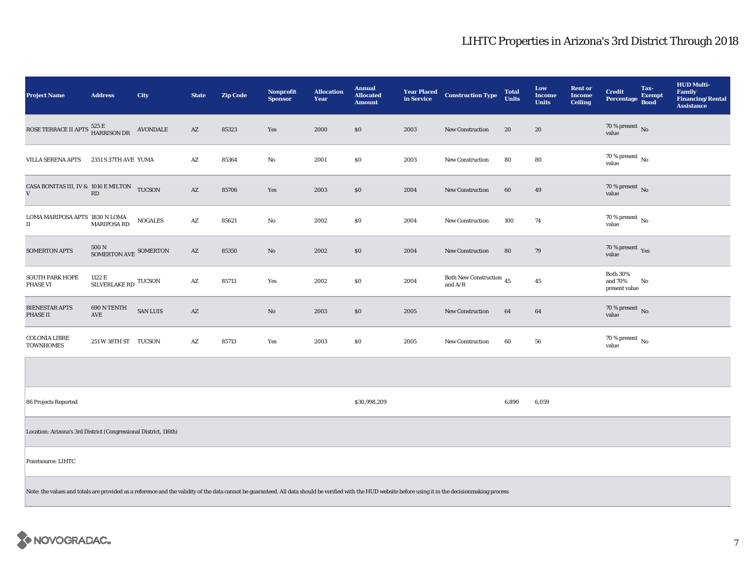# LIHTC Properties in Arizona's 3rd District Through 2018

| Project Name | Address | City | State | Zip Code | Nonprofit Sponsor | Allocation Year | Annual Allocated Amount | Year Placed in Service | Construction Type | Total Units | Low Income Units | Rent or Income Ceiling | Credit Percentage | Tax-Exempt Bond | HUD Multi-Family Financing/Rental Assistance |
|---|---|---|---|---|---|---|---|---|---|---|---|---|---|---|---|
| ROSE TERRACE II APTS | 525 E HARRISON DR | AVONDALE | AZ | 85323 | Yes | 2000 | $0 | 2003 | New Construction | 20 | 20 | | 70 % present value | No | |
| VILLA SERENA APTS | 2351 S 37TH AVE | YUMA | AZ | 85364 | No | 2001 | $0 | 2003 | New Construction | 80 | 80 | | 70 % present value | No | |
| CASA BONITAS III, IV & V | 1016 E MILTON RD | TUCSON | AZ | 85706 | Yes | 2003 | $0 | 2004 | New Construction | 60 | 49 | | 70 % present value | No | |
| LOMA MARIPOSA APTS II | 1830 N LOMA MARIPOSA RD | NOGALES | AZ | 85621 | No | 2002 | $0 | 2004 | New Construction | 100 | 74 | | 70 % present value | No | |
| SOMERTON APTS | 500 N SOMERTON AVE | SOMERTON | AZ | 85350 | No | 2002 | $0 | 2004 | New Construction | 80 | 79 | | 70 % present value | Yes | |
| SOUTH PARK HOPE PHASE VI | 1122 E SILVERLAKE RD | TUCSON | AZ | 85713 | Yes | 2002 | $0 | 2004 | Both New Construction and A/R | 45 | 45 | | Both 30% and 70% present value | No | |
| BIENESTAR APTS PHASE II | 690 N TENTH AVE | SAN LUIS | AZ | | No | 2003 | $0 | 2005 | New Construction | 64 | 64 | | 70 % present value | No | |
| COLONIA LIBRE TOWNHOMES | 251 W 38TH ST | TUCSON | AZ | 85713 | Yes | 2003 | $0 | 2005 | New Construction | 60 | 56 | | 70 % present value | No | |
| | | | | | | | | | | | | | | | |
| 86 Projects Reported | | | | | | | $30,998,209 | | | 6,890 | 6,059 | | | | |

Location: Arizona's 3rd District (Congressional District, 116th)

Pointsource: LIHTC

Note: the values and totals are provided as a reference and the validity of the data cannot be guaranteed. All data should be verified with the HUD website before using it in the decisionmaking process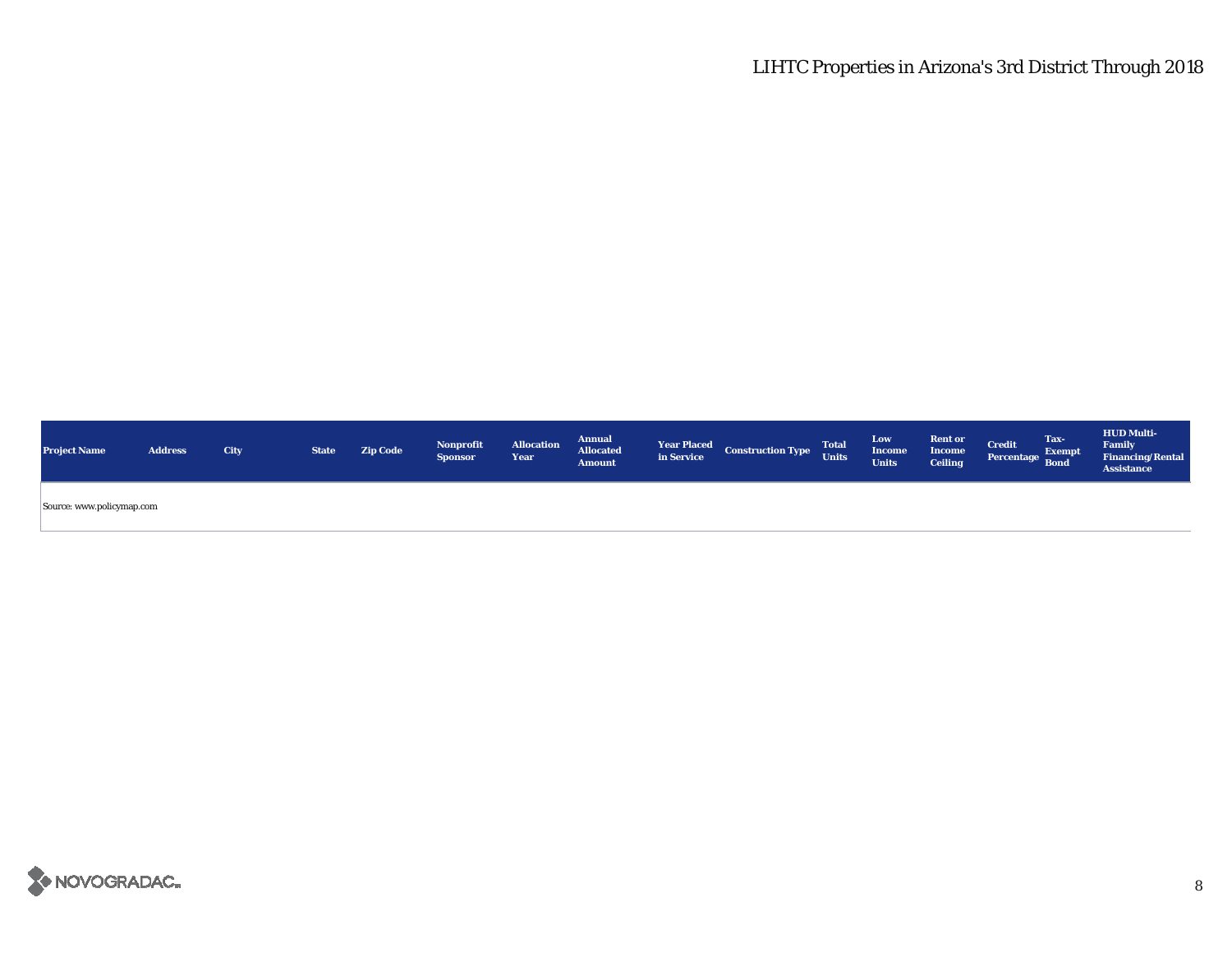# LIHTC Properties in Arizona's 3rd District Through 2018

| Project Name | Address | City | State | Zip Code | Nonprofit Sponsor | Allocation Year | Annual Allocated Amount | Year Placed in Service | Construction Type | Total Units | Low Income Units | Rent or Income Ceiling | Credit Percentage | Tax-Exempt Bond | HUD Multi-Family Financing/Rental Assistance |
|---|---|---|---|---|---|---|---|---|---|---|---|---|---|---|---|

Source: www.policymap.com